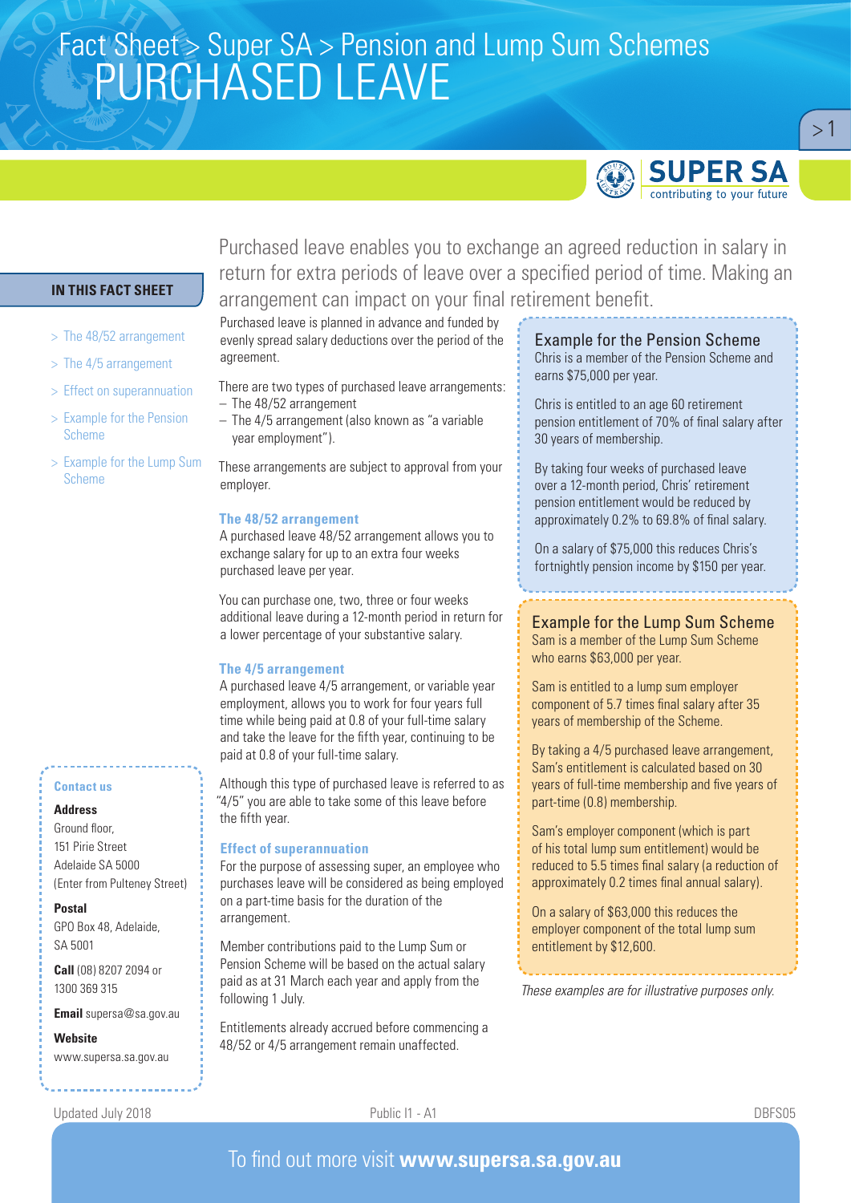Fact Sheet > Super SA > Pension and Lump Sum Schemes

# PURCHASED LEAVE

**IN THIS FACT SHEET**

- The 48/52 arrangement
- The 4/5 arrangement
- Effect on superannuation
- Example for the Pension Scheme
- Example for the Lump Sum Scheme

Purchased leave enables you to exchange an agreed reduction in salary in return for extra periods of leave over a specified period of time. Making an arrangement can impact on your final retirement benefit.

Purchased leave is planned in advance and funded by evenly spread salary deductions over the period of the agreement.

There are two types of purchased leave arrangements:

- The 48/52 arrangement
- The 4/5 arrangement (also known as "a variable year employment").

These arrangements are subject to approval from your employer.

## The 48/52 arrangement

A purchased leave 48/52 arrangement allows you to exchange salary for up to an extra four weeks purchased leave per year.

You can purchase one, two, three or four weeks additional leave during a 12-month period in return for a lower percentage of your substantive salary.

## The 4/5 arrangement

A purchased leave 4/5 arrangement, or variable year employment, allows you to work for four years full time while being paid at 0.8 of your full-time salary and take the leave for the fifth year, continuing to be paid at 0.8 of your full-time salary.

Although this type of purchased leave is referred to as "4/5" you are able to take some of this leave before the fifth year.

## Effect on superannuation

For the purpose of assessing super, an employee who purchases leave will be considered as being employed on a part-time basis for the duration of the arrangement.

Member contributions paid to the Lump Sum or Pension Scheme will be based on the actual salary paid as at 31 March each year and apply from the following 1 July.

Entitlements already accrued before commencing a 48/52 or 4/5 arrangement remain unaffected.

## Example for the Pension Scheme

Chris is a member of the Pension Scheme and earns $75,000 per year.

Chris is entitled to an age 60 retirement pension entitlement of 70% of final salary after 30 years of membership.

By taking four weeks of purchased leave over a 12-month period, Chris' retirement pension entitlement would be reduced by approximately 0.2% to 69.8% of final salary.

On a salary of $75,000 this reduces Chris's fortnightly pension income by $150 per year.

## Example for the Lump Sum Scheme

Sam is a member of the Lump Sum Scheme who earns $63,000 per year.

Sam is entitled to a lump sum employer component of 5.7 times final salary after 35 years of membership of the Scheme.

By taking a 4/5 purchased leave arrangement, Sam's entitlement is calculated based on 30 years of full-time membership and five years of part-time (0.8) membership.

Sam's employer component (which is part of his total lump sum entitlement) would be reduced to 5.5 times final salary (a reduction of approximately 0.2 times final annual salary).

On a salary of $63,000 this reduces the employer component of the total lump sum entitlement by $12,600.

*These examples are for illustrative purposes only.*

**Contact us**

**Address**
Ground floor,
151 Pirie Street
Adelaide SA 5000
(Enter from Pulteney Street)

**Postal**
GPO Box 48, Adelaide,
SA 5001

**Call** (08) 8207 2094 or
1300 369 315

**Email** supersa@sa.gov.au

**Website**
www.supersa.sa.gov.au

Updated July 2018 Public I1 - A1 DBFS05

To find out more visit **www.supersa.sa.gov.au**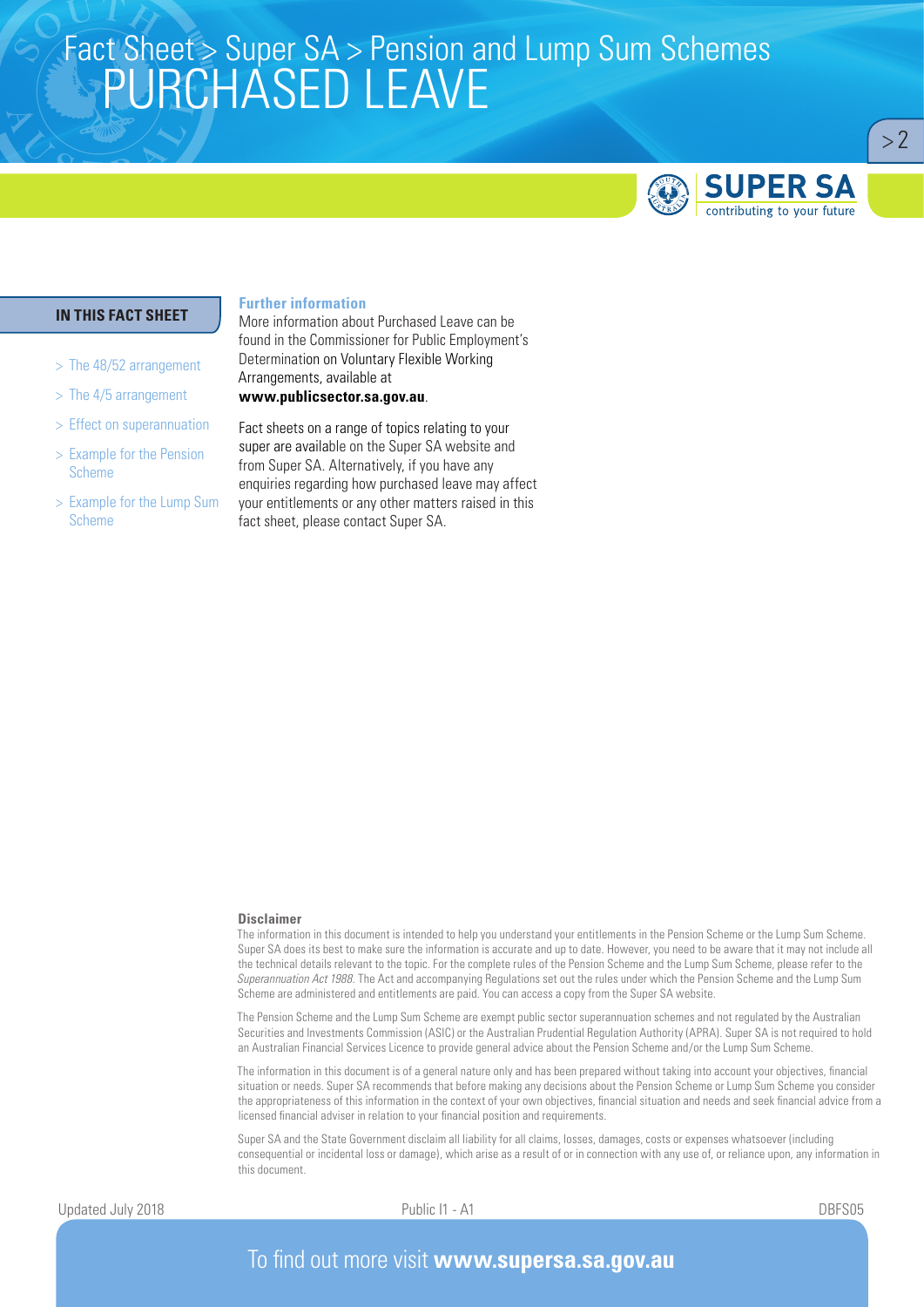## IN THIS FACT SHEET

- > The 48/52 arrangement
- > The 4/5 arrangement
- > Effect on superannuation
- > Example for the Pension Scheme
- > Example for the Lump Sum Scheme

### Further information

More information about Purchased Leave can be found in the Commissioner for Public Employment's Determination on Voluntary Flexible Working Arrangements, available at **www.publicsector.sa.gov.au**.

Fact sheets on a range of topics relating to your super are available on the Super SA website and from Super SA. Alternatively, if you have any enquiries regarding how purchased leave may affect your entitlements or any other matters raised in this fact sheet, please contact Super SA.

### Disclaimer

The information in this document is intended to help you understand your entitlements in the Pension Scheme or the Lump Sum Scheme. Super SA does its best to make sure the information is accurate and up to date. However, you need to be aware that it may not include all the technical details relevant to the topic. For the complete rules of the Pension Scheme and the Lump Sum Scheme, please refer to the *Superannuation Act 1988*. The Act and accompanying Regulations set out the rules under which the Pension Scheme and the Lump Sum Scheme are administered and entitlements are paid. You can access a copy from the Super SA website.

The Pension Scheme and the Lump Sum Scheme are exempt public sector superannuation schemes and not regulated by the Australian Securities and Investments Commission (ASIC) or the Australian Prudential Regulation Authority (APRA). Super SA is not required to hold an Australian Financial Services Licence to provide general advice about the Pension Scheme and/or the Lump Sum Scheme.

The information in this document is of a general nature only and has been prepared without taking into account your objectives, financial situation or needs. Super SA recommends that before making any decisions about the Pension Scheme or Lump Sum Scheme you consider the appropriateness of this information in the context of your own objectives, financial situation and needs and seek financial advice from a licensed financial adviser in relation to your financial position and requirements.

Super SA and the State Government disclaim all liability for all claims, losses, damages, costs or expenses whatsoever (including consequential or incidental loss or damage), which arise as a result of or in connection with any use of, or reliance upon, any information in this document.

Updated July 2018 Public I1 - A1 DBFS05

To find out more visit **www.supersa.sa.gov.au**